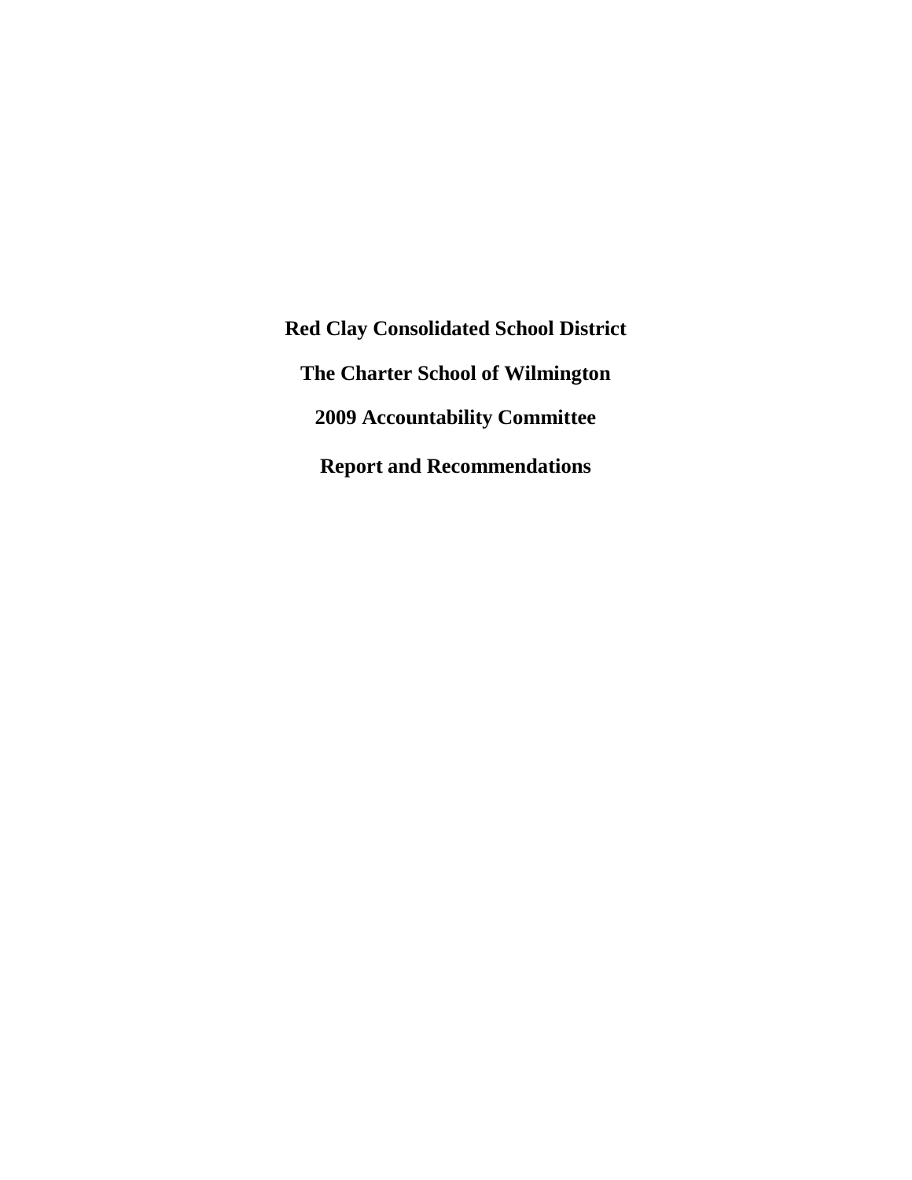# Red Clay Consolidated School District

# The Charter School of Wilmington

# 2009 Accountability Committee

# Report and Recommendations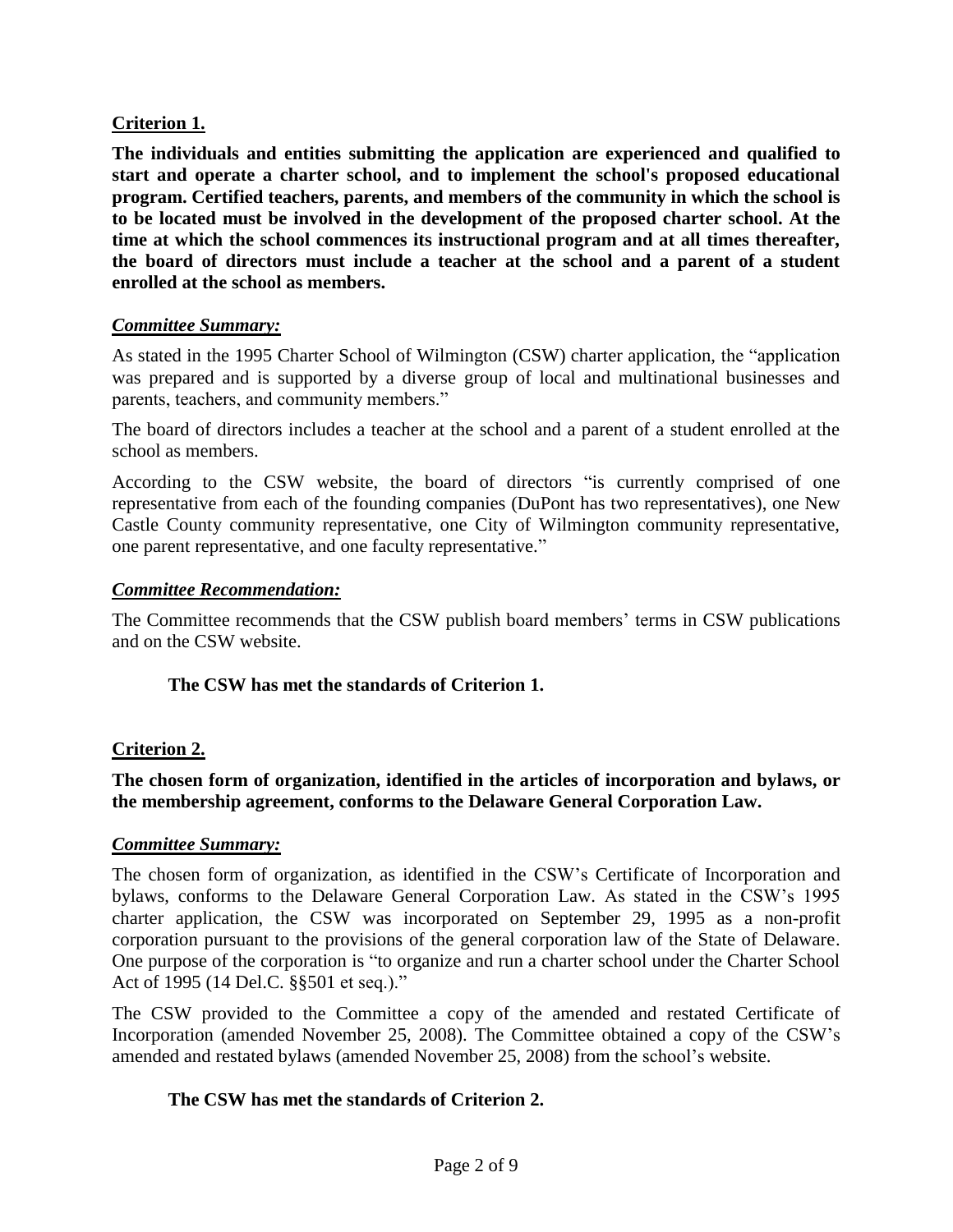## Criterion 1.

**The individuals and entities submitting the application are experienced and qualified to start and operate a charter school, and to implement the school's proposed educational program. Certified teachers, parents, and members of the community in which the school is to be located must be involved in the development of the proposed charter school. At the time at which the school commences its instructional program and at all times thereafter, the board of directors must include a teacher at the school and a parent of a student enrolled at the school as members.**

### ***Committee Summary:***

As stated in the 1995 Charter School of Wilmington (CSW) charter application, the "application was prepared and is supported by a diverse group of local and multinational businesses and parents, teachers, and community members."

The board of directors includes a teacher at the school and a parent of a student enrolled at the school as members.

According to the CSW website, the board of directors "is currently comprised of one representative from each of the founding companies (DuPont has two representatives), one New Castle County community representative, one City of Wilmington community representative, one parent representative, and one faculty representative."

### ***Committee Recommendation:***

The Committee recommends that the CSW publish board members' terms in CSW publications and on the CSW website.

**The CSW has met the standards of Criterion 1.**

## Criterion 2.

**The chosen form of organization, identified in the articles of incorporation and bylaws, or the membership agreement, conforms to the Delaware General Corporation Law.**

### ***Committee Summary:***

The chosen form of organization, as identified in the CSW's Certificate of Incorporation and bylaws, conforms to the Delaware General Corporation Law. As stated in the CSW's 1995 charter application, the CSW was incorporated on September 29, 1995 as a non-profit corporation pursuant to the provisions of the general corporation law of the State of Delaware. One purpose of the corporation is "to organize and run a charter school under the Charter School Act of 1995 (14 Del.C. §§501 et seq.)."

The CSW provided to the Committee a copy of the amended and restated Certificate of Incorporation (amended November 25, 2008). The Committee obtained a copy of the CSW's amended and restated bylaws (amended November 25, 2008) from the school's website.

**The CSW has met the standards of Criterion 2.**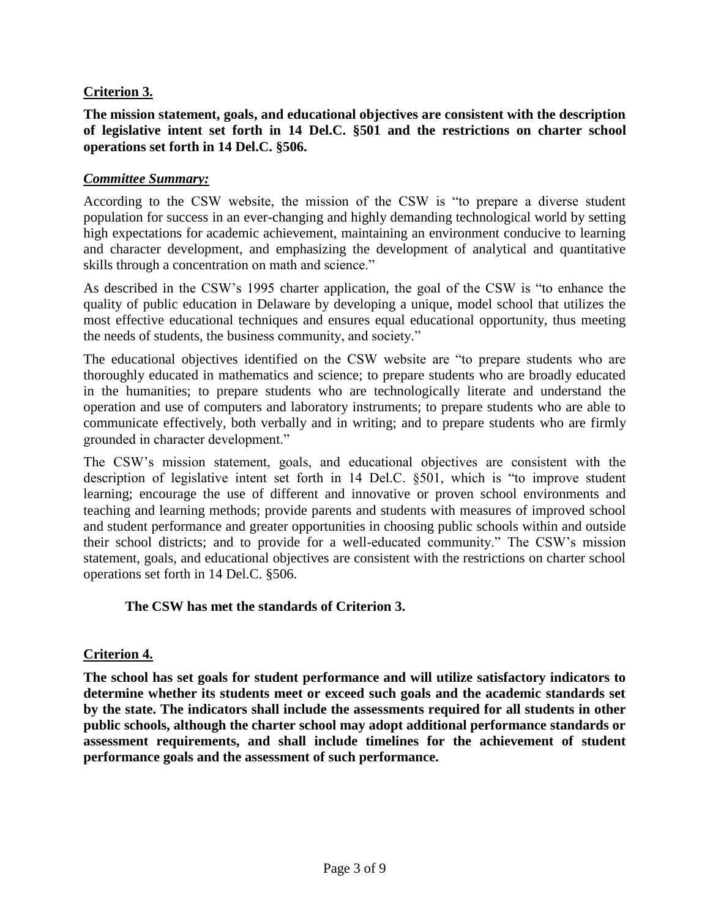**Criterion 3.**

**The mission statement, goals, and educational objectives are consistent with the description of legislative intent set forth in 14 Del.C. §501 and the restrictions on charter school operations set forth in 14 Del.C. §506.**

***Committee Summary:***

According to the CSW website, the mission of the CSW is "to prepare a diverse student population for success in an ever-changing and highly demanding technological world by setting high expectations for academic achievement, maintaining an environment conducive to learning and character development, and emphasizing the development of analytical and quantitative skills through a concentration on math and science."

As described in the CSW's 1995 charter application, the goal of the CSW is "to enhance the quality of public education in Delaware by developing a unique, model school that utilizes the most effective educational techniques and ensures equal educational opportunity, thus meeting the needs of students, the business community, and society."

The educational objectives identified on the CSW website are "to prepare students who are thoroughly educated in mathematics and science; to prepare students who are broadly educated in the humanities; to prepare students who are technologically literate and understand the operation and use of computers and laboratory instruments; to prepare students who are able to communicate effectively, both verbally and in writing; and to prepare students who are firmly grounded in character development."

The CSW's mission statement, goals, and educational objectives are consistent with the description of legislative intent set forth in 14 Del.C. §501, which is "to improve student learning; encourage the use of different and innovative or proven school environments and teaching and learning methods; provide parents and students with measures of improved school and student performance and greater opportunities in choosing public schools within and outside their school districts; and to provide for a well-educated community." The CSW's mission statement, goals, and educational objectives are consistent with the restrictions on charter school operations set forth in 14 Del.C. §506.

**The CSW has met the standards of Criterion 3.**

**Criterion 4.**

**The school has set goals for student performance and will utilize satisfactory indicators to determine whether its students meet or exceed such goals and the academic standards set by the state. The indicators shall include the assessments required for all students in other public schools, although the charter school may adopt additional performance standards or assessment requirements, and shall include timelines for the achievement of student performance goals and the assessment of such performance.**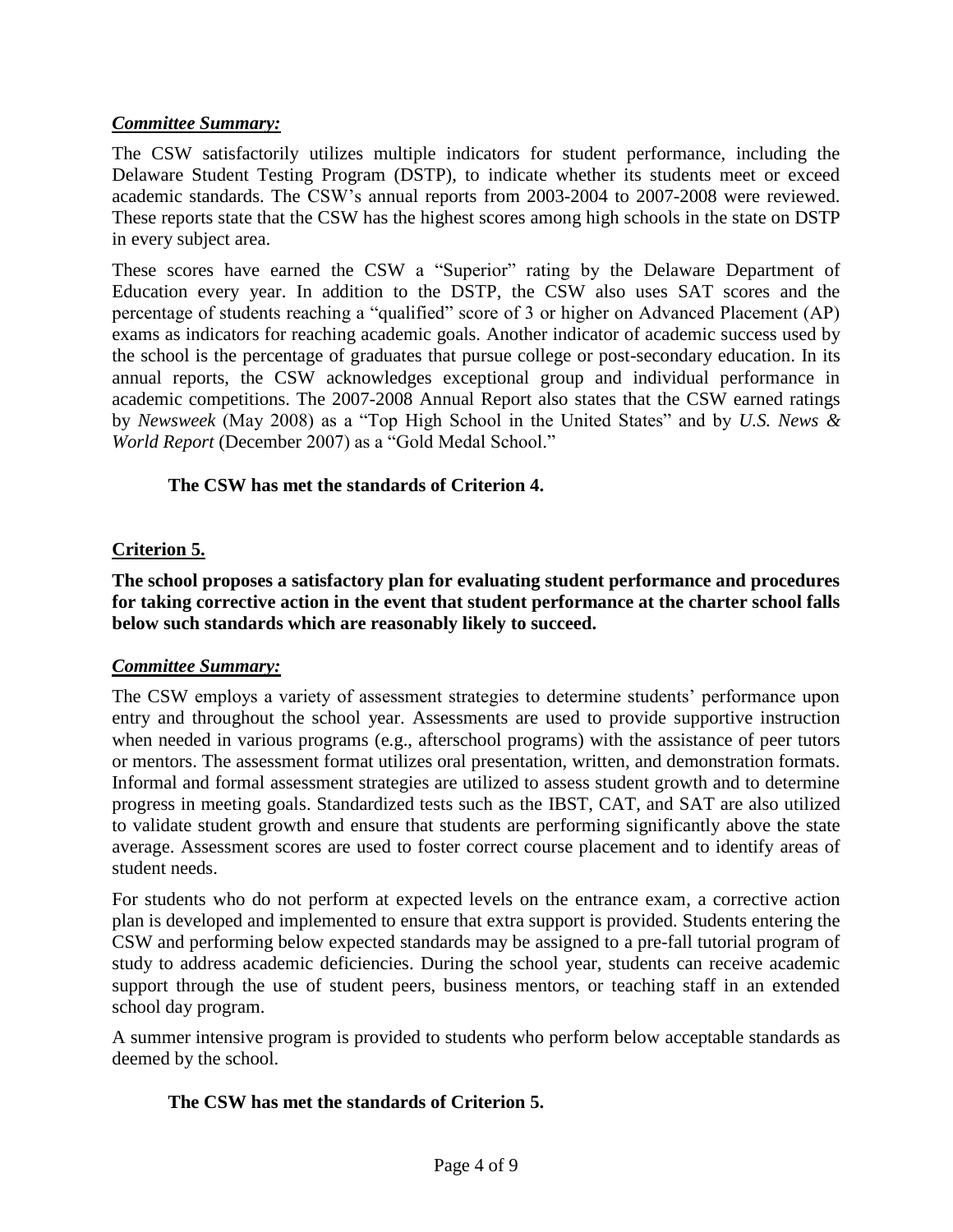***Committee Summary:***

The CSW satisfactorily utilizes multiple indicators for student performance, including the Delaware Student Testing Program (DSTP), to indicate whether its students meet or exceed academic standards. The CSW's annual reports from 2003-2004 to 2007-2008 were reviewed. These reports state that the CSW has the highest scores among high schools in the state on DSTP in every subject area.

These scores have earned the CSW a "Superior" rating by the Delaware Department of Education every year. In addition to the DSTP, the CSW also uses SAT scores and the percentage of students reaching a "qualified" score of 3 or higher on Advanced Placement (AP) exams as indicators for reaching academic goals. Another indicator of academic success used by the school is the percentage of graduates that pursue college or post-secondary education. In its annual reports, the CSW acknowledges exceptional group and individual performance in academic competitions. The 2007-2008 Annual Report also states that the CSW earned ratings by *Newsweek* (May 2008) as a "Top High School in the United States" and by *U.S. News & World Report* (December 2007) as a "Gold Medal School."

**The CSW has met the standards of Criterion 4.**

## Criterion 5.

**The school proposes a satisfactory plan for evaluating student performance and procedures for taking corrective action in the event that student performance at the charter school falls below such standards which are reasonably likely to succeed.**

***Committee Summary:***

The CSW employs a variety of assessment strategies to determine students' performance upon entry and throughout the school year. Assessments are used to provide supportive instruction when needed in various programs (e.g., afterschool programs) with the assistance of peer tutors or mentors. The assessment format utilizes oral presentation, written, and demonstration formats. Informal and formal assessment strategies are utilized to assess student growth and to determine progress in meeting goals. Standardized tests such as the IBST, CAT, and SAT are also utilized to validate student growth and ensure that students are performing significantly above the state average. Assessment scores are used to foster correct course placement and to identify areas of student needs.

For students who do not perform at expected levels on the entrance exam, a corrective action plan is developed and implemented to ensure that extra support is provided. Students entering the CSW and performing below expected standards may be assigned to a pre-fall tutorial program of study to address academic deficiencies. During the school year, students can receive academic support through the use of student peers, business mentors, or teaching staff in an extended school day program.

A summer intensive program is provided to students who perform below acceptable standards as deemed by the school.

**The CSW has met the standards of Criterion 5.**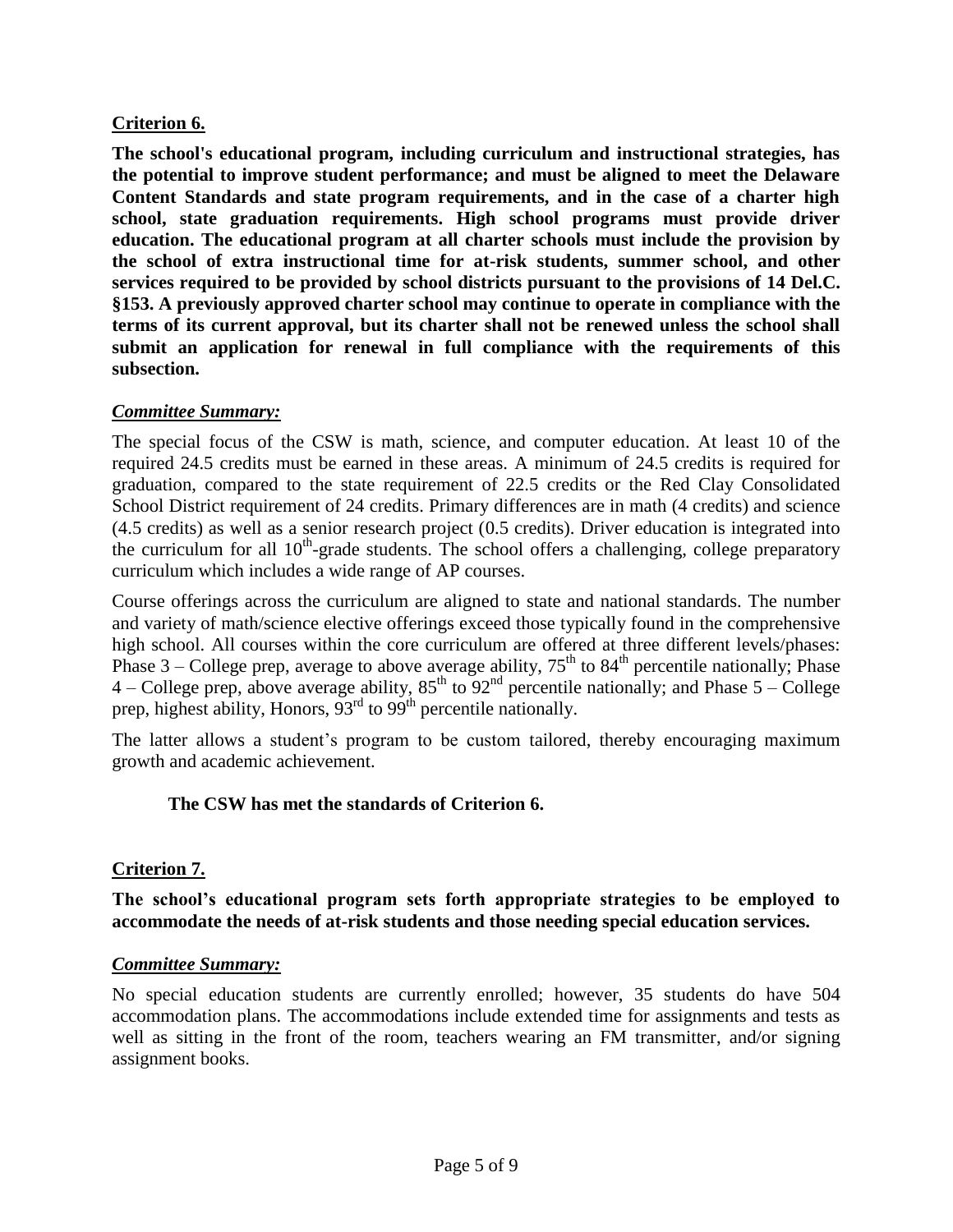**Criterion 6.**

**The school's educational program, including curriculum and instructional strategies, has the potential to improve student performance; and must be aligned to meet the Delaware Content Standards and state program requirements, and in the case of a charter high school, state graduation requirements. High school programs must provide driver education. The educational program at all charter schools must include the provision by the school of extra instructional time for at-risk students, summer school, and other services required to be provided by school districts pursuant to the provisions of 14 Del.C. §153. A previously approved charter school may continue to operate in compliance with the terms of its current approval, but its charter shall not be renewed unless the school shall submit an application for renewal in full compliance with the requirements of this subsection.**

***Committee Summary:***

The special focus of the CSW is math, science, and computer education. At least 10 of the required 24.5 credits must be earned in these areas. A minimum of 24.5 credits is required for graduation, compared to the state requirement of 22.5 credits or the Red Clay Consolidated School District requirement of 24 credits. Primary differences are in math (4 credits) and science (4.5 credits) as well as a senior research project (0.5 credits). Driver education is integrated into the curriculum for all 10th-grade students. The school offers a challenging, college preparatory curriculum which includes a wide range of AP courses.

Course offerings across the curriculum are aligned to state and national standards. The number and variety of math/science elective offerings exceed those typically found in the comprehensive high school. All courses within the core curriculum are offered at three different levels/phases: Phase 3 – College prep, average to above average ability, 75th to 84th percentile nationally; Phase 4 – College prep, above average ability, 85th to 92nd percentile nationally; and Phase 5 – College prep, highest ability, Honors, 93rd to 99th percentile nationally.

The latter allows a student's program to be custom tailored, thereby encouraging maximum growth and academic achievement.

**The CSW has met the standards of Criterion 6.**

**Criterion 7.**

**The school's educational program sets forth appropriate strategies to be employed to accommodate the needs of at-risk students and those needing special education services.**

***Committee Summary:***

No special education students are currently enrolled; however, 35 students do have 504 accommodation plans. The accommodations include extended time for assignments and tests as well as sitting in the front of the room, teachers wearing an FM transmitter, and/or signing assignment books.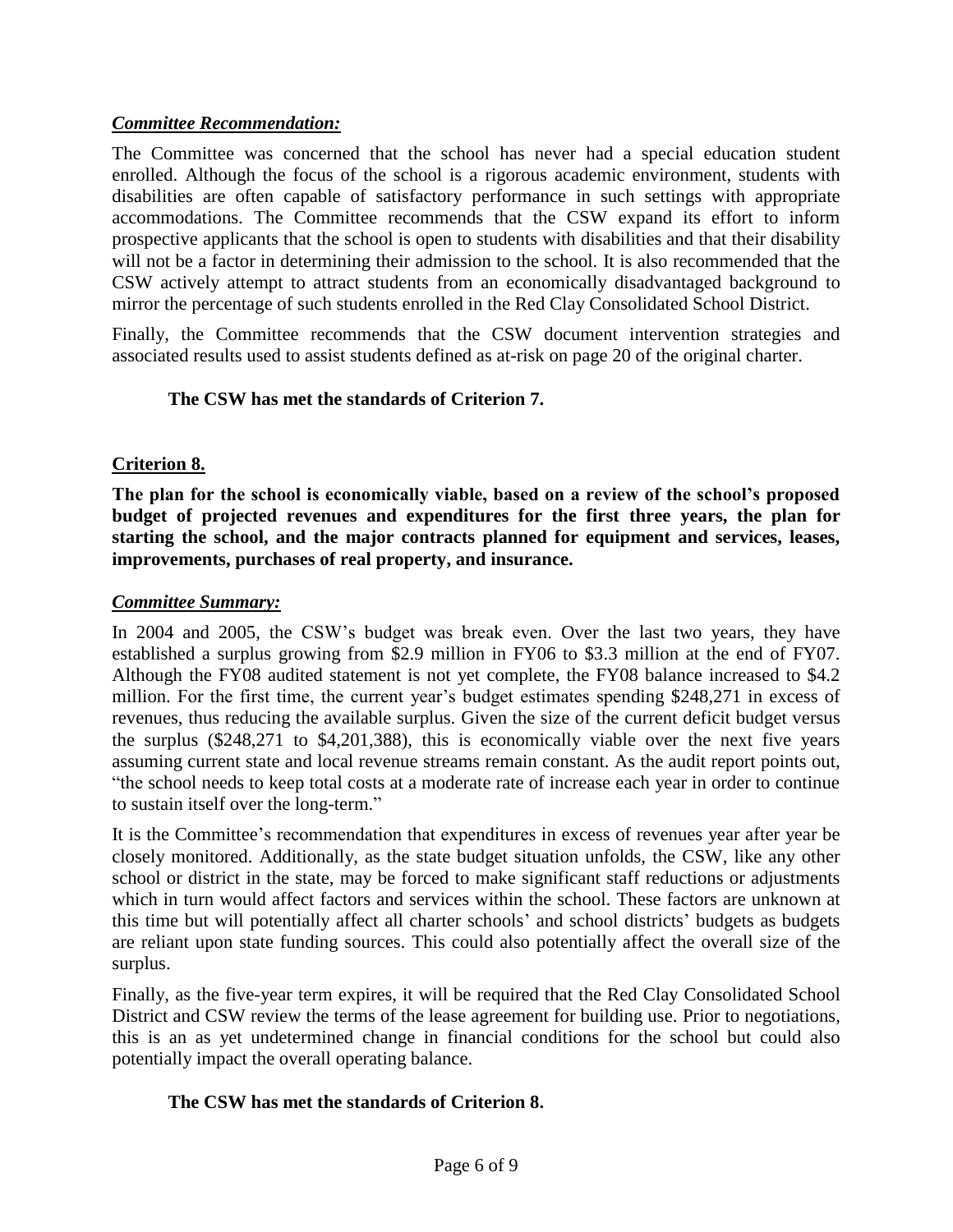***Committee Recommendation:***

The Committee was concerned that the school has never had a special education student enrolled. Although the focus of the school is a rigorous academic environment, students with disabilities are often capable of satisfactory performance in such settings with appropriate accommodations. The Committee recommends that the CSW expand its effort to inform prospective applicants that the school is open to students with disabilities and that their disability will not be a factor in determining their admission to the school. It is also recommended that the CSW actively attempt to attract students from an economically disadvantaged background to mirror the percentage of such students enrolled in the Red Clay Consolidated School District.

Finally, the Committee recommends that the CSW document intervention strategies and associated results used to assist students defined as at-risk on page 20 of the original charter.

**The CSW has met the standards of Criterion 7.**

**Criterion 8.**

**The plan for the school is economically viable, based on a review of the school's proposed budget of projected revenues and expenditures for the first three years, the plan for starting the school, and the major contracts planned for equipment and services, leases, improvements, purchases of real property, and insurance.**

***Committee Summary:***

In 2004 and 2005, the CSW's budget was break even. Over the last two years, they have established a surplus growing from $2.9 million in FY06 to $3.3 million at the end of FY07. Although the FY08 audited statement is not yet complete, the FY08 balance increased to $4.2 million. For the first time, the current year's budget estimates spending $248,271 in excess of revenues, thus reducing the available surplus. Given the size of the current deficit budget versus the surplus ($248,271 to $4,201,388), this is economically viable over the next five years assuming current state and local revenue streams remain constant. As the audit report points out, "the school needs to keep total costs at a moderate rate of increase each year in order to continue to sustain itself over the long-term."

It is the Committee's recommendation that expenditures in excess of revenues year after year be closely monitored. Additionally, as the state budget situation unfolds, the CSW, like any other school or district in the state, may be forced to make significant staff reductions or adjustments which in turn would affect factors and services within the school. These factors are unknown at this time but will potentially affect all charter schools' and school districts' budgets as budgets are reliant upon state funding sources. This could also potentially affect the overall size of the surplus.

Finally, as the five-year term expires, it will be required that the Red Clay Consolidated School District and CSW review the terms of the lease agreement for building use. Prior to negotiations, this is an as yet undetermined change in financial conditions for the school but could also potentially impact the overall operating balance.

**The CSW has met the standards of Criterion 8.**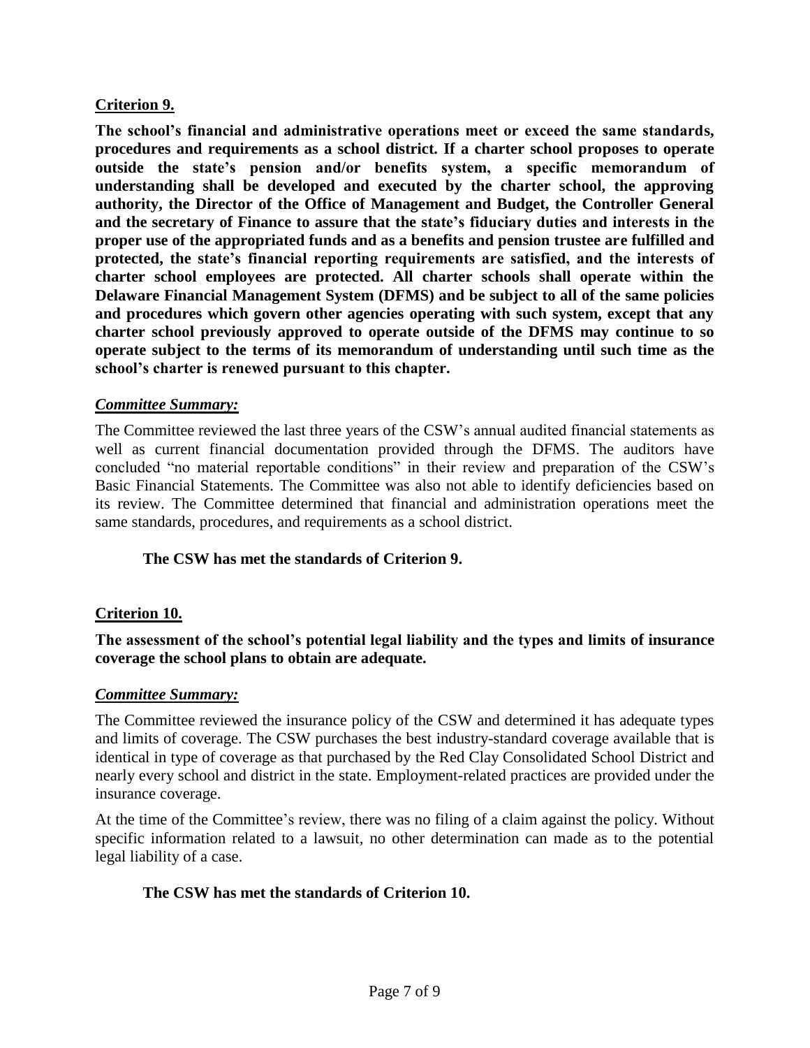**Criterion 9.**

**The school's financial and administrative operations meet or exceed the same standards, procedures and requirements as a school district. If a charter school proposes to operate outside the state's pension and/or benefits system, a specific memorandum of understanding shall be developed and executed by the charter school, the approving authority, the Director of the Office of Management and Budget, the Controller General and the secretary of Finance to assure that the state's fiduciary duties and interests in the proper use of the appropriated funds and as a benefits and pension trustee are fulfilled and protected, the state's financial reporting requirements are satisfied, and the interests of charter school employees are protected. All charter schools shall operate within the Delaware Financial Management System (DFMS) and be subject to all of the same policies and procedures which govern other agencies operating with such system, except that any charter school previously approved to operate outside of the DFMS may continue to so operate subject to the terms of its memorandum of understanding until such time as the school's charter is renewed pursuant to this chapter.**

***Committee Summary:***

The Committee reviewed the last three years of the CSW's annual audited financial statements as well as current financial documentation provided through the DFMS. The auditors have concluded "no material reportable conditions" in their review and preparation of the CSW's Basic Financial Statements. The Committee was also not able to identify deficiencies based on its review. The Committee determined that financial and administration operations meet the same standards, procedures, and requirements as a school district.

**The CSW has met the standards of Criterion 9.**

**Criterion 10.**

**The assessment of the school's potential legal liability and the types and limits of insurance coverage the school plans to obtain are adequate.**

***Committee Summary:***

The Committee reviewed the insurance policy of the CSW and determined it has adequate types and limits of coverage. The CSW purchases the best industry-standard coverage available that is identical in type of coverage as that purchased by the Red Clay Consolidated School District and nearly every school and district in the state. Employment-related practices are provided under the insurance coverage.

At the time of the Committee's review, there was no filing of a claim against the policy. Without specific information related to a lawsuit, no other determination can made as to the potential legal liability of a case.

**The CSW has met the standards of Criterion 10.**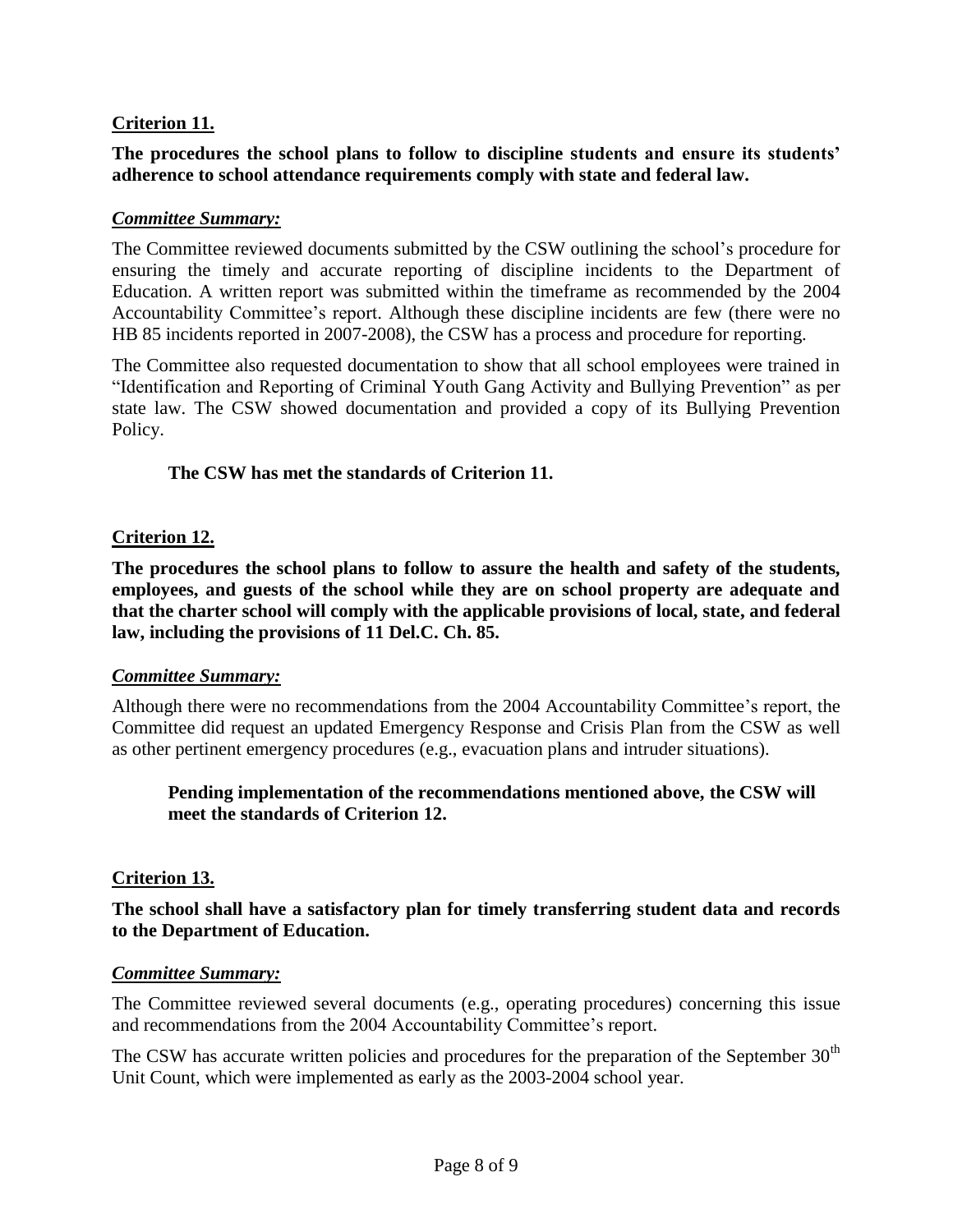**Criterion 11.**

**The procedures the school plans to follow to discipline students and ensure its students' adherence to school attendance requirements comply with state and federal law.**

***Committee Summary:***

The Committee reviewed documents submitted by the CSW outlining the school's procedure for ensuring the timely and accurate reporting of discipline incidents to the Department of Education. A written report was submitted within the timeframe as recommended by the 2004 Accountability Committee's report. Although these discipline incidents are few (there were no HB 85 incidents reported in 2007-2008), the CSW has a process and procedure for reporting.

The Committee also requested documentation to show that all school employees were trained in "Identification and Reporting of Criminal Youth Gang Activity and Bullying Prevention" as per state law. The CSW showed documentation and provided a copy of its Bullying Prevention Policy.

**The CSW has met the standards of Criterion 11.**

**Criterion 12.**

**The procedures the school plans to follow to assure the health and safety of the students, employees, and guests of the school while they are on school property are adequate and that the charter school will comply with the applicable provisions of local, state, and federal law, including the provisions of 11 Del.C. Ch. 85.**

***Committee Summary:***

Although there were no recommendations from the 2004 Accountability Committee's report, the Committee did request an updated Emergency Response and Crisis Plan from the CSW as well as other pertinent emergency procedures (e.g., evacuation plans and intruder situations).

**Pending implementation of the recommendations mentioned above, the CSW will meet the standards of Criterion 12.**

**Criterion 13.**

**The school shall have a satisfactory plan for timely transferring student data and records to the Department of Education.**

***Committee Summary:***

The Committee reviewed several documents (e.g., operating procedures) concerning this issue and recommendations from the 2004 Accountability Committee's report.

The CSW has accurate written policies and procedures for the preparation of the September 30th Unit Count, which were implemented as early as the 2003-2004 school year.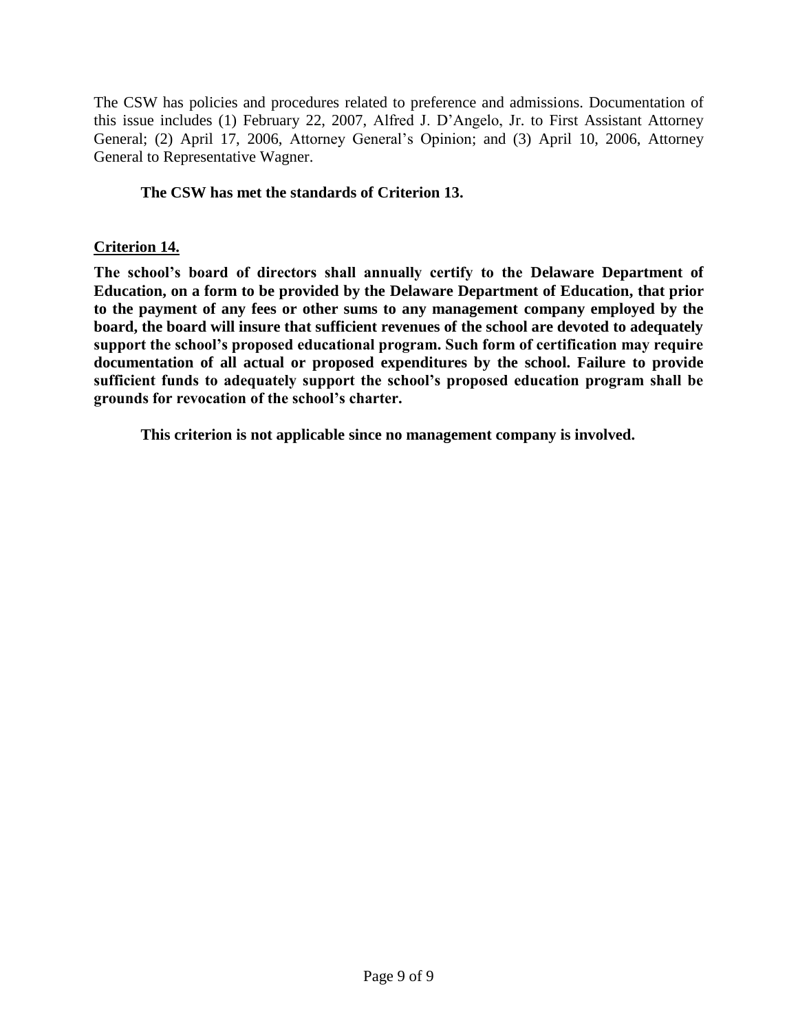The CSW has policies and procedures related to preference and admissions. Documentation of this issue includes (1) February 22, 2007, Alfred J. D'Angelo, Jr. to First Assistant Attorney General; (2) April 17, 2006, Attorney General's Opinion; and (3) April 10, 2006, Attorney General to Representative Wagner.

**The CSW has met the standards of Criterion 13.**

**Criterion 14.**

**The school's board of directors shall annually certify to the Delaware Department of Education, on a form to be provided by the Delaware Department of Education, that prior to the payment of any fees or other sums to any management company employed by the board, the board will insure that sufficient revenues of the school are devoted to adequately support the school's proposed educational program. Such form of certification may require documentation of all actual or proposed expenditures by the school. Failure to provide sufficient funds to adequately support the school's proposed education program shall be grounds for revocation of the school's charter.**

**This criterion is not applicable since no management company is involved.**